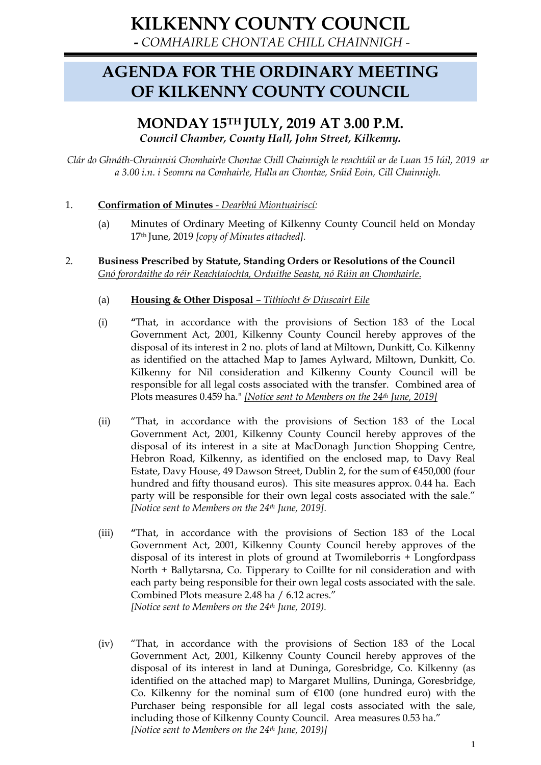# KILKENNY COUNTY COUNCIL

*- COMHAIRLE CHONTAE CHILL CHAINNIGH -*

# AGENDA FOR THE ORDINARY MEETING OF KILKENNY COUNTY COUNCIL

## MONDAY 15TH JULY, 2019 AT 3.00 P.M.

***Council Chamber, County Hall, John Street, Kilkenny.***

*Clár do Ghnáth-Chruinniú Chomhairle Chontae Chill Chainnigh le reachtáil ar de Luan 15 Iúil, 2019 ar a 3.00 i.n. i Seomra na Comhairle, Halla an Chontae, Sráid Eoin, Cill Chainnigh.*

1. **Confirmation of Minutes** - *Dearbhú Miontuairiscí:*

   (a) Minutes of Ordinary Meeting of Kilkenny County Council held on Monday 17th June, 2019 *[copy of Minutes attached].*

2. **Business Prescribed by Statute, Standing Orders or Resolutions of the Council**
   *Gnó forordaithe do réir Reachtaíochta, Orduithe Seasta, nó Rúin an Chomhairle.*

   (a) **Housing & Other Disposal** – *Tithíocht & Díuscairt Eile*

   (i) **"**That, in accordance with the provisions of Section 183 of the Local Government Act, 2001, Kilkenny County Council hereby approves of the disposal of its interest in 2 no. plots of land at Miltown, Dunkitt, Co. Kilkenny as identified on the attached Map to James Aylward, Miltown, Dunkitt, Co. Kilkenny for Nil consideration and Kilkenny County Council will be responsible for all legal costs associated with the transfer. Combined area of Plots measures 0.459 ha." *[Notice sent to Members on the 24th June, 2019]*

   (ii) "That, in accordance with the provisions of Section 183 of the Local Government Act, 2001, Kilkenny County Council hereby approves of the disposal of its interest in a site at MacDonagh Junction Shopping Centre, Hebron Road, Kilkenny, as identified on the enclosed map, to Davy Real Estate, Davy House, 49 Dawson Street, Dublin 2, for the sum of €450,000 (four hundred and fifty thousand euros). This site measures approx. 0.44 ha. Each party will be responsible for their own legal costs associated with the sale." *[Notice sent to Members on the 24th June, 2019].*

   (iii) **"**That, in accordance with the provisions of Section 183 of the Local Government Act, 2001, Kilkenny County Council hereby approves of the disposal of its interest in plots of ground at Twomileborris + Longfordpass North + Ballytarsna, Co. Tipperary to Coillte for nil consideration and with each party being responsible for their own legal costs associated with the sale. Combined Plots measure 2.48 ha / 6.12 acres."
   *[Notice sent to Members on the 24th June, 2019).*

   (iv) "That, in accordance with the provisions of Section 183 of the Local Government Act, 2001, Kilkenny County Council hereby approves of the disposal of its interest in land at Duninga, Goresbridge, Co. Kilkenny (as identified on the attached map) to Margaret Mullins, Duninga, Goresbridge, Co. Kilkenny for the nominal sum of €100 (one hundred euro) with the Purchaser being responsible for all legal costs associated with the sale, including those of Kilkenny County Council. Area measures 0.53 ha."
   *[Notice sent to Members on the 24th June, 2019)]*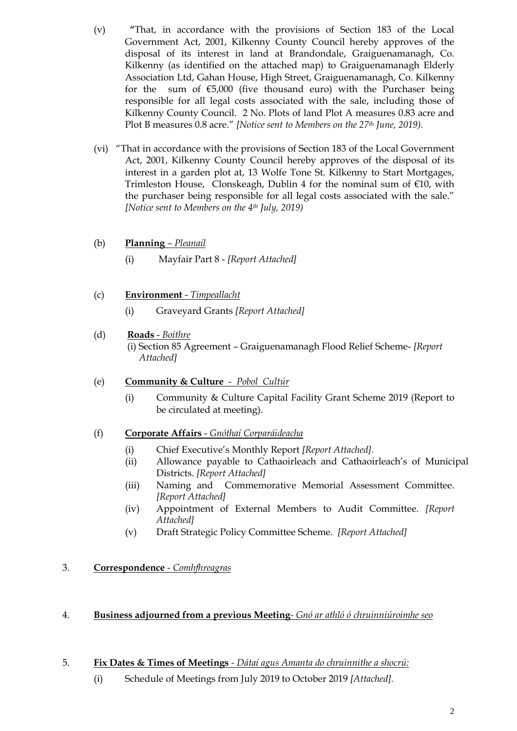(v) **"**That, in accordance with the provisions of Section 183 of the Local Government Act, 2001, Kilkenny County Council hereby approves of the disposal of its interest in land at Brandondale, Graiguenamanagh, Co. Kilkenny (as identified on the attached map) to Graiguenamanagh Elderly Association Ltd, Gahan House, High Street, Graiguenamanagh, Co. Kilkenny for the sum of €5,000 (five thousand euro) with the Purchaser being responsible for all legal costs associated with the sale, including those of Kilkenny County Council. 2 No. Plots of land Plot A measures 0.83 acre and Plot B measures 0.8 acre." *[Notice sent to Members on the 27th June, 2019).*

(vi) "That in accordance with the provisions of Section 183 of the Local Government Act, 2001, Kilkenny County Council hereby approves of the disposal of its interest in a garden plot at, 13 Wolfe Tone St. Kilkenny to Start Mortgages, Trimleston House, Clonskeagh, Dublin 4 for the nominal sum of €10, with the purchaser being responsible for all legal costs associated with the sale." *[Notice sent to Members on the 4th July, 2019)*

(b) **Planning** – *Pleanail*

(i) Mayfair Part 8 - *[Report Attached]*

(c) **Environment** - *Timpeallacht*

(i) Graveyard Grants *[Report Attached]*

(d) **Roads** - *Boithre*

(i) Section 85 Agreement – Graiguenamanagh Flood Relief Scheme- *[Report Attached]*

(e) **Community & Culture** - *Pobol Cultúr*

(i) Community & Culture Capital Facility Grant Scheme 2019 (Report to be circulated at meeting).

(f) **Corporate Affairs** - *Gnóthaí Corparáideacha*

(i) Chief Executive's Monthly Report *[Report Attached].*

(ii) Allowance payable to Cathaoirleach and Cathaoirleach's of Municipal Districts. *[Report Attached]*

(iii) Naming and Commemorative Memorial Assessment Committee. *[Report Attached]*

(iv) Appointment of External Members to Audit Committee. *[Report Attached]*

(v) Draft Strategic Policy Committee Scheme. *[Report Attached]*

3. **Correspondence** - *Comhfhreagras*

4. **Business adjourned from a previous Meeting**- *Gnó ar athló ó chruinniúroimhe seo*

5. **Fix Dates & Times of Meetings** - *Dátaí agus Amanta do chruinnithe a shocrú:*

(i) Schedule of Meetings from July 2019 to October 2019 *[Attached].*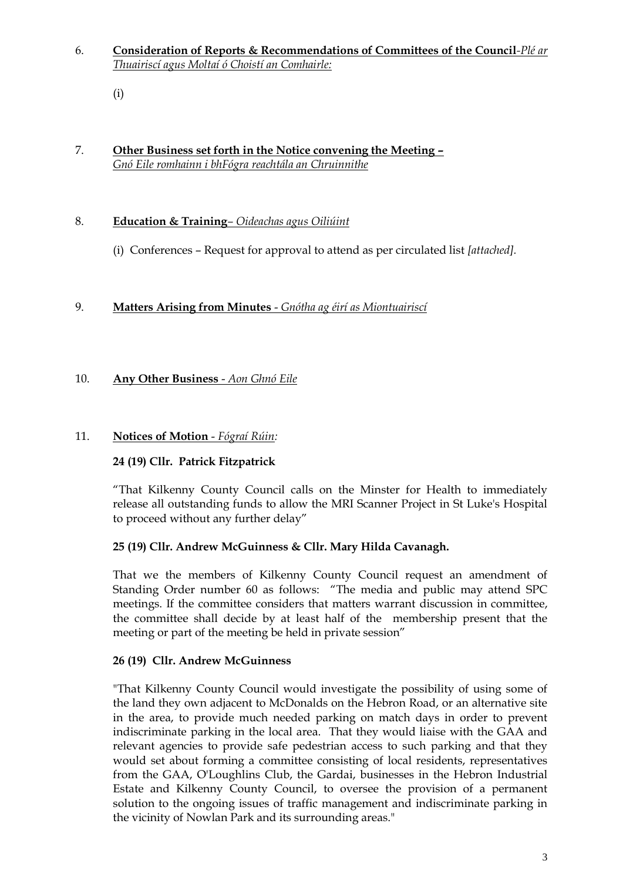6. **Consideration of Reports & Recommendations of Committees of the Council**-*Plé ar Thuairiscí agus Moltaí ó Choistí an Comhairle:*

   (i)

7. **Other Business set forth in the Notice convening the Meeting –** *Gnó Eile romhainn i bhFógra reachtála an Chruinnithe*

8. **Education & Training**– *Oideachas agus Oiliúint*

   (i) Conferences – Request for approval to attend as per circulated list *[attached].*

9. **Matters Arising from Minutes** - *Gnótha ag éirí as Miontuairiscí*

10. **Any Other Business** - *Aon Ghnó Eile*

11. **Notices of Motion** - *Fógraí Rúin:*

**24 (19) Cllr. Patrick Fitzpatrick**

"That Kilkenny County Council calls on the Minster for Health to immediately release all outstanding funds to allow the MRI Scanner Project in St Luke's Hospital to proceed without any further delay"

**25 (19) Cllr. Andrew McGuinness & Cllr. Mary Hilda Cavanagh.**

That we the members of Kilkenny County Council request an amendment of Standing Order number 60 as follows: "The media and public may attend SPC meetings. If the committee considers that matters warrant discussion in committee, the committee shall decide by at least half of the membership present that the meeting or part of the meeting be held in private session"

**26 (19) Cllr. Andrew McGuinness**

"That Kilkenny County Council would investigate the possibility of using some of the land they own adjacent to McDonalds on the Hebron Road, or an alternative site in the area, to provide much needed parking on match days in order to prevent indiscriminate parking in the local area. That they would liaise with the GAA and relevant agencies to provide safe pedestrian access to such parking and that they would set about forming a committee consisting of local residents, representatives from the GAA, O'Loughlins Club, the Gardai, businesses in the Hebron Industrial Estate and Kilkenny County Council, to oversee the provision of a permanent solution to the ongoing issues of traffic management and indiscriminate parking in the vicinity of Nowlan Park and its surrounding areas."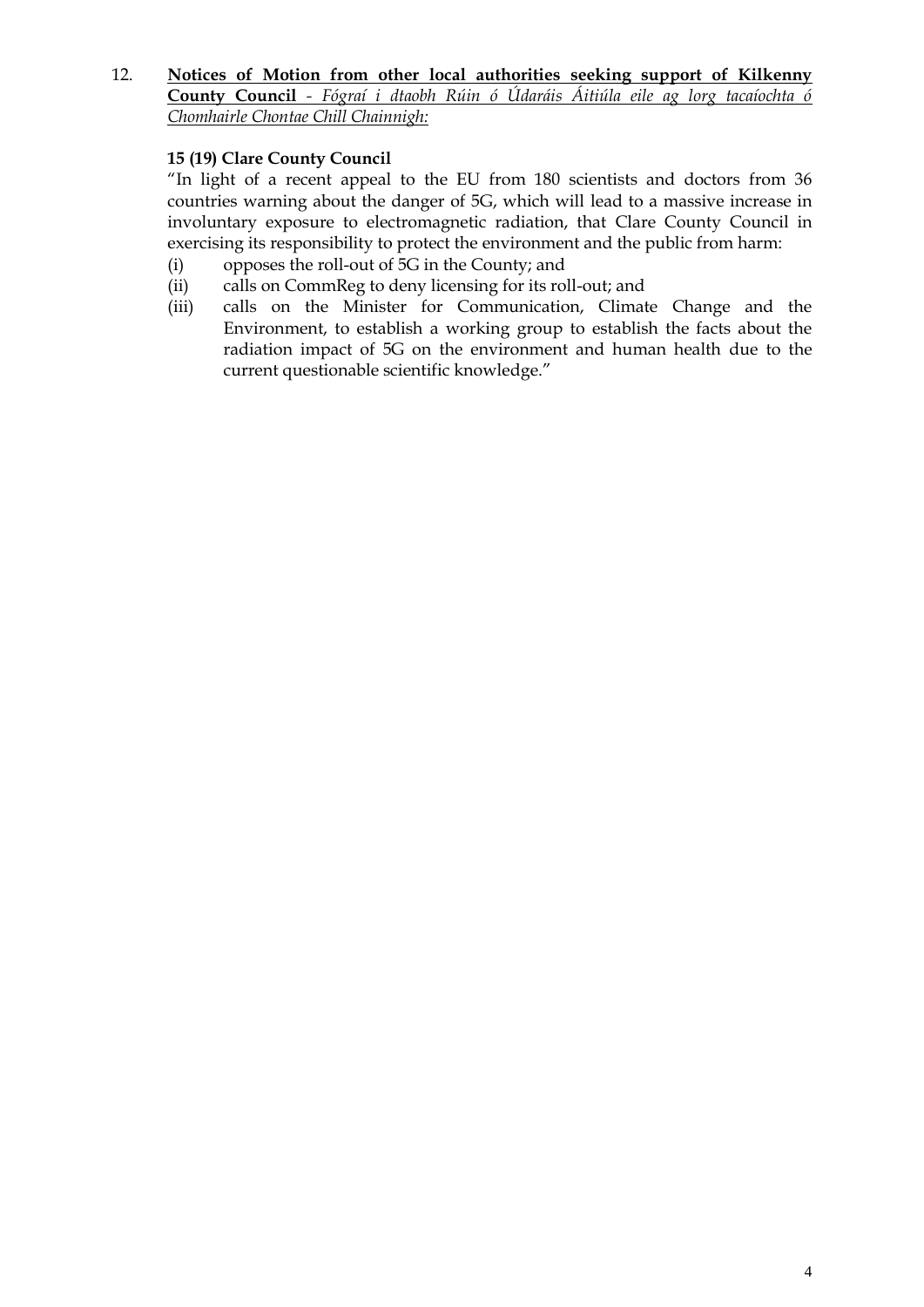12. **Notices of Motion from other local authorities seeking support of Kilkenny County Council** - *Fógraí i dtaobh Rúin ó Údaráis Áitiúla eile ag lorg tacaíochta ó Chomhairle Chontae Chill Chainnigh:*

**15 (19) Clare County Council**

"In light of a recent appeal to the EU from 180 scientists and doctors from 36 countries warning about the danger of 5G, which will lead to a massive increase in involuntary exposure to electromagnetic radiation, that Clare County Council in exercising its responsibility to protect the environment and the public from harm:

(i) opposes the roll-out of 5G in the County; and
(ii) calls on CommReg to deny licensing for its roll-out; and
(iii) calls on the Minister for Communication, Climate Change and the Environment, to establish a working group to establish the facts about the radiation impact of 5G on the environment and human health due to the current questionable scientific knowledge."